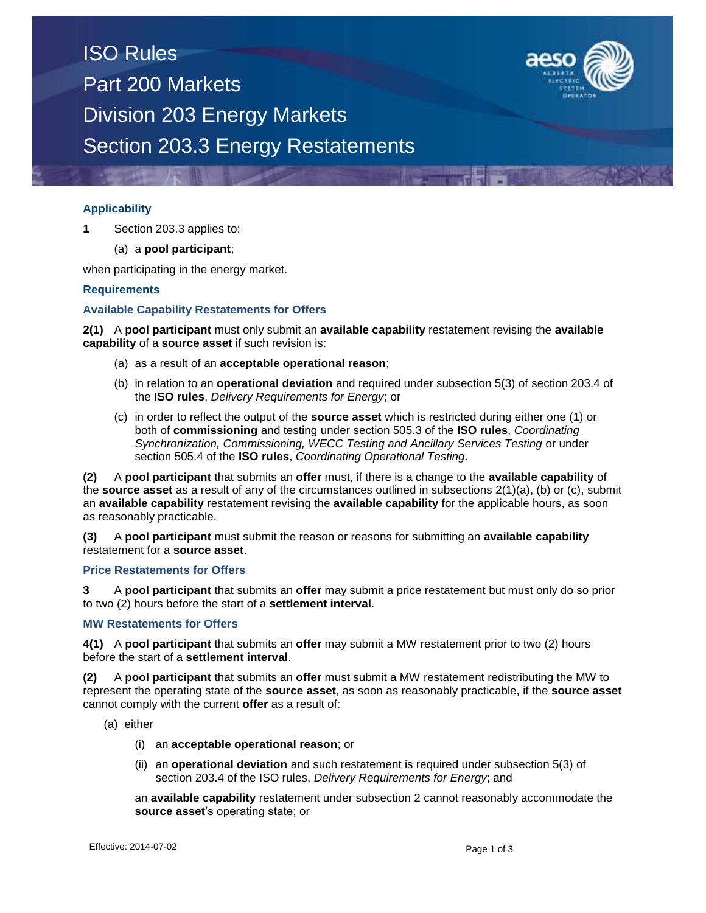# ISO Rules
# Part 200 Markets
# Division 203 Energy Markets
# Section 203.3 Energy Restatements

## Applicability

**1** Section 203.3 applies to:

(a) a **pool participant**;

when participating in the energy market.

## Requirements

### Available Capability Restatements for Offers

**2(1)** A **pool participant** must only submit an **available capability** restatement revising the **available capability** of a **source asset** if such revision is:

(a) as a result of an **acceptable operational reason**;

(b) in relation to an **operational deviation** and required under subsection 5(3) of section 203.4 of the **ISO rules**, *Delivery Requirements for Energy*; or

(c) in order to reflect the output of the **source asset** which is restricted during either one (1) or both of **commissioning** and testing under section 505.3 of the **ISO rules**, *Coordinating Synchronization, Commissioning, WECC Testing and Ancillary Services Testing* or under section 505.4 of the **ISO rules**, *Coordinating Operational Testing*.

**(2)** A **pool participant** that submits an **offer** must, if there is a change to the **available capability** of the **source asset** as a result of any of the circumstances outlined in subsections 2(1)(a), (b) or (c), submit an **available capability** restatement revising the **available capability** for the applicable hours, as soon as reasonably practicable.

**(3)** A **pool participant** must submit the reason or reasons for submitting an **available capability** restatement for a **source asset**.

### Price Restatements for Offers

**3** A **pool participant** that submits an **offer** may submit a price restatement but must only do so prior to two (2) hours before the start of a **settlement interval**.

### MW Restatements for Offers

**4(1)** A **pool participant** that submits an **offer** may submit a MW restatement prior to two (2) hours before the start of a **settlement interval**.

**(2)** A **pool participant** that submits an **offer** must submit a MW restatement redistributing the MW to represent the operating state of the **source asset**, as soon as reasonably practicable, if the **source asset** cannot comply with the current **offer** as a result of:

(a) either

(i) an **acceptable operational reason**; or

(ii) an **operational deviation** and such restatement is required under subsection 5(3) of section 203.4 of the ISO rules, *Delivery Requirements for Energy*; and

an **available capability** restatement under subsection 2 cannot reasonably accommodate the **source asset**'s operating state; or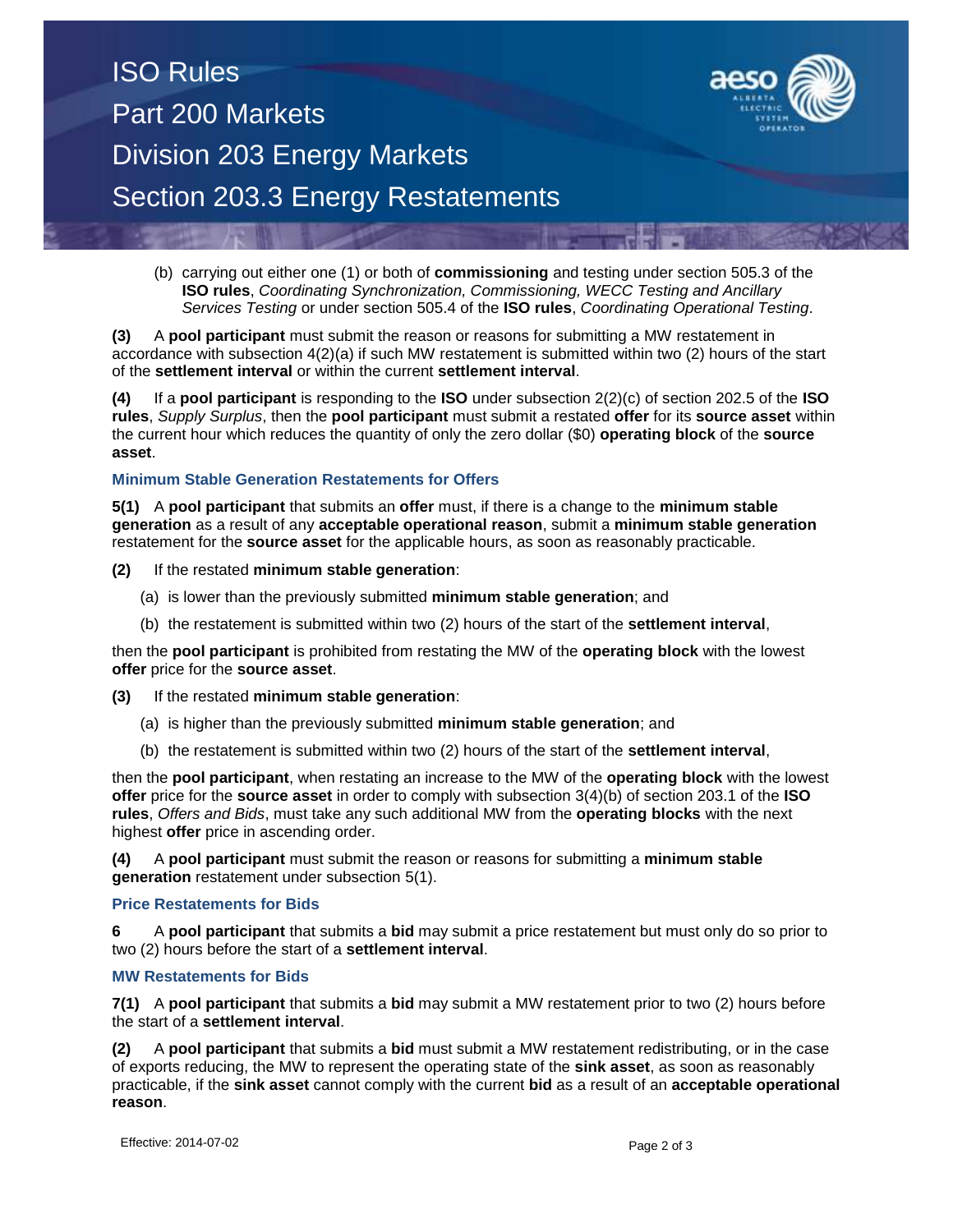(b) carrying out either one (1) or both of **commissioning** and testing under section 505.3 of the **ISO rules**, *Coordinating Synchronization, Commissioning, WECC Testing and Ancillary Services Testing* or under section 505.4 of the **ISO rules**, *Coordinating Operational Testing*.

**(3)** A **pool participant** must submit the reason or reasons for submitting a MW restatement in accordance with subsection 4(2)(a) if such MW restatement is submitted within two (2) hours of the start of the **settlement interval** or within the current **settlement interval**.

**(4)** If a **pool participant** is responding to the **ISO** under subsection 2(2)(c) of section 202.5 of the **ISO rules**, *Supply Surplus*, then the **pool participant** must submit a restated **offer** for its **source asset** within the current hour which reduces the quantity of only the zero dollar ($0) **operating block** of the **source asset**.

### Minimum Stable Generation Restatements for Offers

**5(1)** A **pool participant** that submits an **offer** must, if there is a change to the **minimum stable generation** as a result of any **acceptable operational reason**, submit a **minimum stable generation** restatement for the **source asset** for the applicable hours, as soon as reasonably practicable.

**(2)** If the restated **minimum stable generation**:

(a) is lower than the previously submitted **minimum stable generation**; and

(b) the restatement is submitted within two (2) hours of the start of the **settlement interval**,

then the **pool participant** is prohibited from restating the MW of the **operating block** with the lowest **offer** price for the **source asset**.

**(3)** If the restated **minimum stable generation**:

(a) is higher than the previously submitted **minimum stable generation**; and

(b) the restatement is submitted within two (2) hours of the start of the **settlement interval**,

then the **pool participant**, when restating an increase to the MW of the **operating block** with the lowest **offer** price for the **source asset** in order to comply with subsection 3(4)(b) of section 203.1 of the **ISO rules**, *Offers and Bids*, must take any such additional MW from the **operating blocks** with the next highest **offer** price in ascending order.

**(4)** A **pool participant** must submit the reason or reasons for submitting a **minimum stable generation** restatement under subsection 5(1).

### Price Restatements for Bids

**6** A **pool participant** that submits a **bid** may submit a price restatement but must only do so prior to two (2) hours before the start of a **settlement interval**.

### MW Restatements for Bids

**7(1)** A **pool participant** that submits a **bid** may submit a MW restatement prior to two (2) hours before the start of a **settlement interval**.

**(2)** A **pool participant** that submits a **bid** must submit a MW restatement redistributing, or in the case of exports reducing, the MW to represent the operating state of the **sink asset**, as soon as reasonably practicable, if the **sink asset** cannot comply with the current **bid** as a result of an **acceptable operational reason**.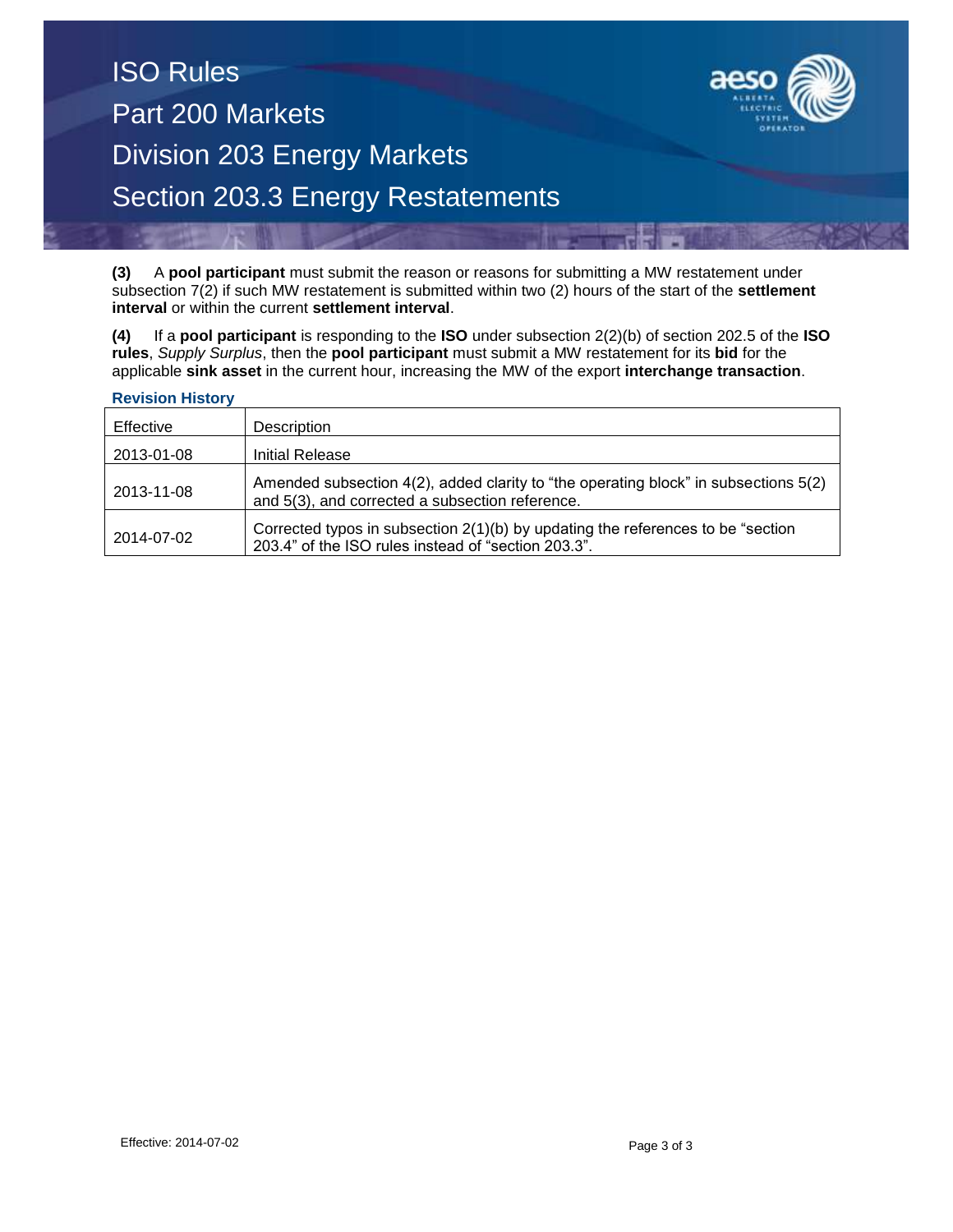**(3)** A **pool participant** must submit the reason or reasons for submitting a MW restatement under subsection 7(2) if such MW restatement is submitted within two (2) hours of the start of the **settlement interval** or within the current **settlement interval**.

**(4)** If a **pool participant** is responding to the **ISO** under subsection 2(2)(b) of section 202.5 of the **ISO rules**, *Supply Surplus*, then the **pool participant** must submit a MW restatement for its **bid** for the applicable **sink asset** in the current hour, increasing the MW of the export **interchange transaction**.

### Revision History

| Effective | Description |
|---|---|
| 2013-01-08 | Initial Release |
| 2013-11-08 | Amended subsection 4(2), added clarity to "the operating block" in subsections 5(2) and 5(3), and corrected a subsection reference. |
| 2014-07-02 | Corrected typos in subsection 2(1)(b) by updating the references to be "section 203.4" of the ISO rules instead of "section 203.3". |